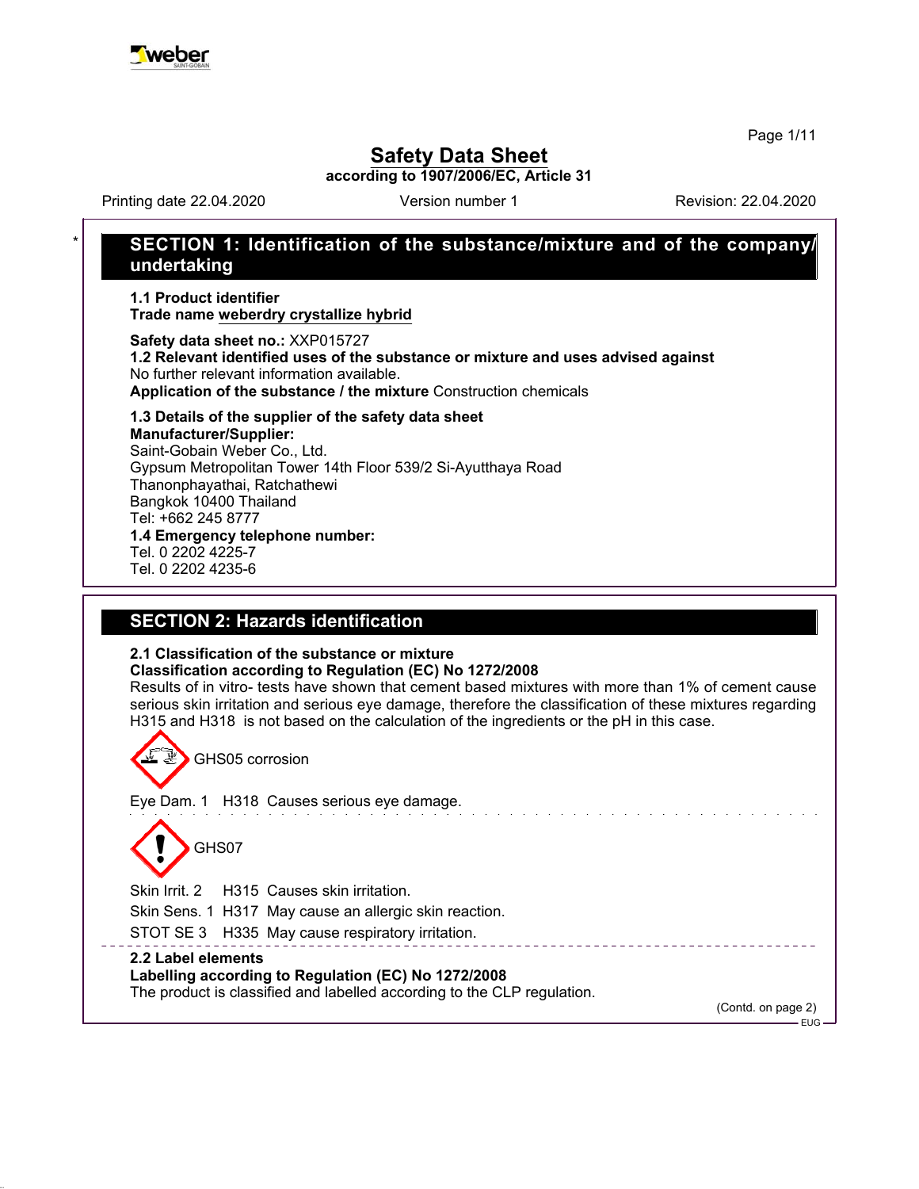# Safety Data Sheet

**according to 1907/2006/EC, Article 31**

Printing date 22.04.2020 Version number 1 Revision: 22.04.2020

## * SECTION 1: Identification of the substance/mixture and of the company/undertaking

**1.1 Product identifier**

**Trade name** **weberdry crystallize hybrid**

**Safety data sheet no.:** XXP015727

**1.2 Relevant identified uses of the substance or mixture and uses advised against**

No further relevant information available.

**Application of the substance / the mixture** Construction chemicals

**1.3 Details of the supplier of the safety data sheet**

**Manufacturer/Supplier:**

Saint-Gobain Weber Co., Ltd.
Gypsum Metropolitan Tower 14th Floor 539/2 Si-Ayutthaya Road
Thanonphayathai, Ratchathewi
Bangkok 10400 Thailand
Tel: +662 245 8777

**1.4 Emergency telephone number:**

Tel. 0 2202 4225-7
Tel. 0 2202 4235-6

## SECTION 2: Hazards identification

**2.1 Classification of the substance or mixture**

**Classification according to Regulation (EC) No 1272/2008**

Results of in vitro- tests have shown that cement based mixtures with more than 1% of cement cause serious skin irritation and serious eye damage, therefore the classification of these mixtures regarding H315 and H318 is not based on the calculation of the ingredients or the pH in this case.

GHS05 corrosion

Eye Dam. 1 H318 Causes serious eye damage.

GHS07

Skin Irrit. 2 H315 Causes skin irritation.

Skin Sens. 1 H317 May cause an allergic skin reaction.

STOT SE 3 H335 May cause respiratory irritation.

**2.2 Label elements**

**Labelling according to Regulation (EC) No 1272/2008**

The product is classified and labelled according to the CLP regulation.

(Contd. on page 2)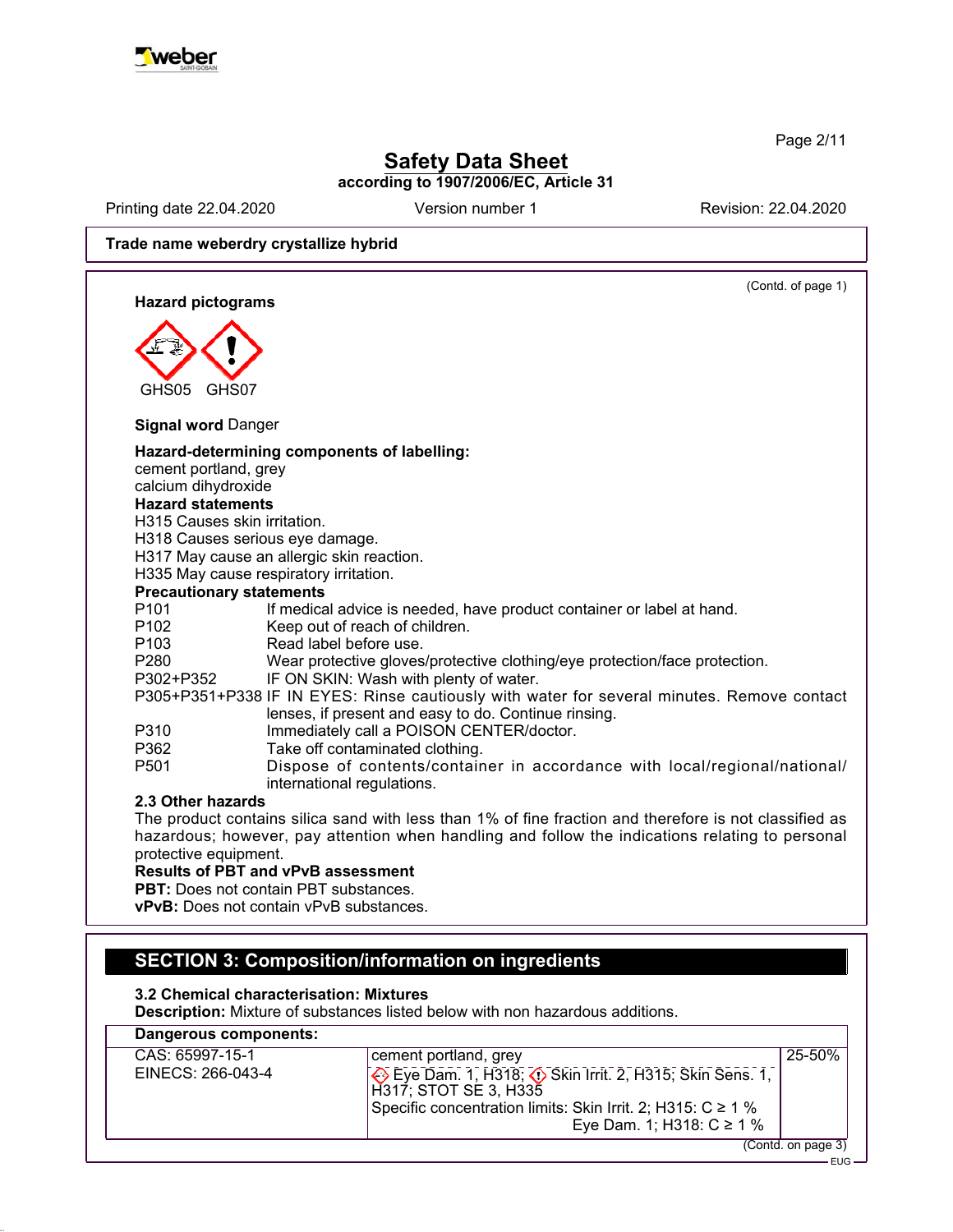Trade name weberdry crystallize hybrid

(Contd. of page 1)

**Hazard pictograms**

GHS05 GHS07

**Signal word** Danger

**Hazard-determining components of labelling:**
cement portland, grey
calcium dihydroxide

**Hazard statements**
H315 Causes skin irritation.
H318 Causes serious eye damage.
H317 May cause an allergic skin reaction.
H335 May cause respiratory irritation.

**Precautionary statements**

P101 If medical advice is needed, have product container or label at hand.
P102 Keep out of reach of children.
P103 Read label before use.
P280 Wear protective gloves/protective clothing/eye protection/face protection.
P302+P352 IF ON SKIN: Wash with plenty of water.
P305+P351+P338 IF IN EYES: Rinse cautiously with water for several minutes. Remove contact lenses, if present and easy to do. Continue rinsing.
P310 Immediately call a POISON CENTER/doctor.
P362 Take off contaminated clothing.
P501 Dispose of contents/container in accordance with local/regional/national/international regulations.

**2.3 Other hazards**
The product contains silica sand with less than 1% of fine fraction and therefore is not classified as hazardous; however, pay attention when handling and follow the indications relating to personal protective equipment.

**Results of PBT and vPvB assessment**
**PBT:** Does not contain PBT substances.
**vPvB:** Does not contain vPvB substances.

## SECTION 3: Composition/information on ingredients

**3.2 Chemical characterisation: Mixtures**
**Description:** Mixture of substances listed below with non hazardous additions.

| Dangerous components: | | |
|---|---|---|
| CAS: 65997-15-1<br>EINECS: 266-043-4 | cement portland, grey<br>Eye Dam. 1, H318; Skin Irrit. 2, H315; Skin Sens. 1, H317; STOT SE 3, H335<br>Specific concentration limits: Skin Irrit. 2; H315: C ≥ 1 %<br>Eye Dam. 1; H318: C ≥ 1 % | 25-50% |

(Contd. on page 3)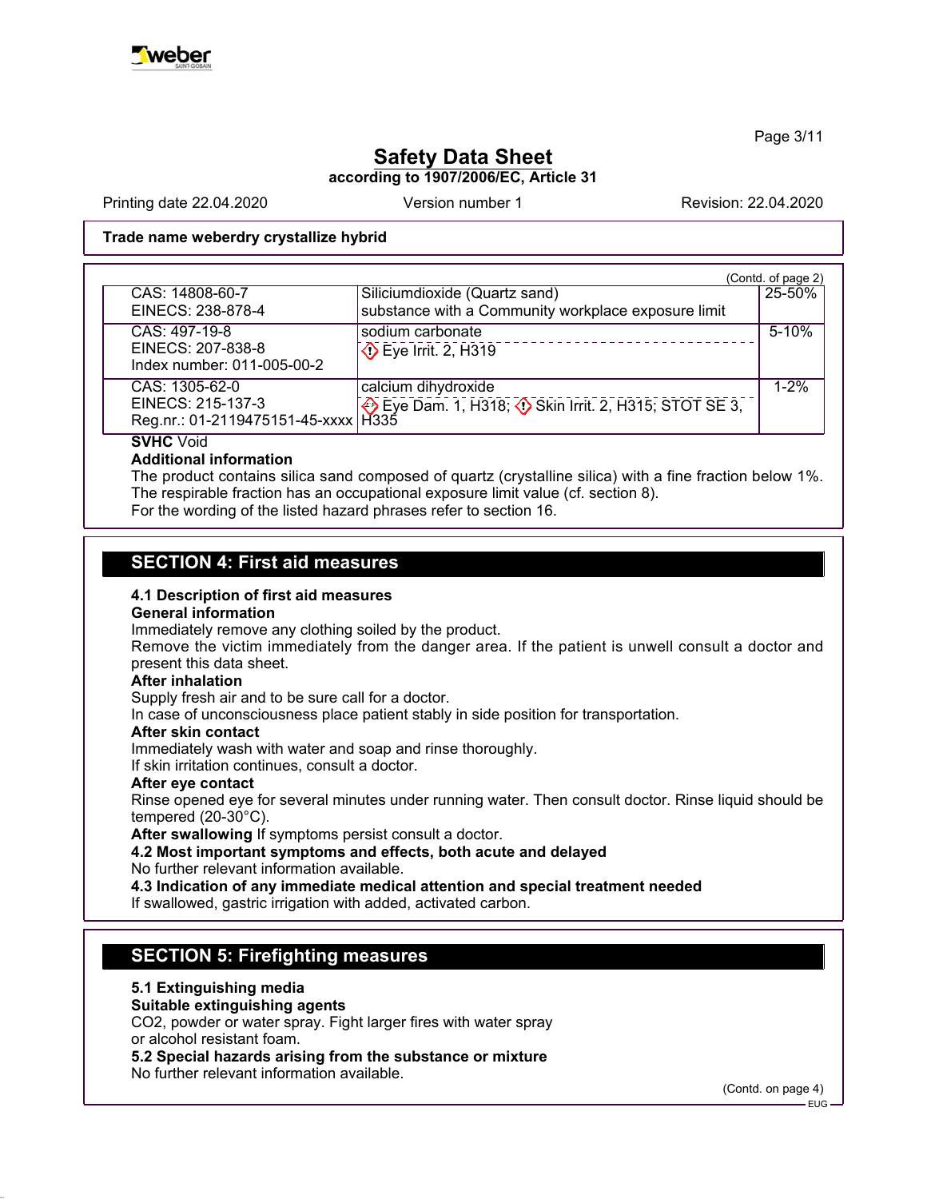**Trade name weberdry crystallize hybrid**

(Contd. of page 2)

| | | |
|---|---|---|
| CAS: 14808-60-7<br>EINECS: 238-878-4 | Siliciumdioxide (Quartz sand)<br>substance with a Community workplace exposure limit | 25-50% |
| CAS: 497-19-8<br>EINECS: 207-838-8<br>Index number: 011-005-00-2 | sodium carbonate<br>Eye Irrit. 2, H319 | 5-10% |
| CAS: 1305-62-0<br>EINECS: 215-137-3<br>Reg.nr.: 01-2119475151-45-xxxx | calcium dihydroxide<br>Eye Dam. 1, H318; Skin Irrit. 2, H315; STOT SE 3, H335 | 1-2% |

**SVHC** Void

**Additional information**

The product contains silica sand composed of quartz (crystalline silica) with a fine fraction below 1%.
The respirable fraction has an occupational exposure limit value (cf. section 8).
For the wording of the listed hazard phrases refer to section 16.

## SECTION 4: First aid measures

**4.1 Description of first aid measures**

**General information**

Immediately remove any clothing soiled by the product.
Remove the victim immediately from the danger area. If the patient is unwell consult a doctor and present this data sheet.

**After inhalation**

Supply fresh air and to be sure call for a doctor.
In case of unconsciousness place patient stably in side position for transportation.

**After skin contact**

Immediately wash with water and soap and rinse thoroughly.
If skin irritation continues, consult a doctor.

**After eye contact**

Rinse opened eye for several minutes under running water. Then consult doctor. Rinse liquid should be tempered (20-30°C).

**After swallowing** If symptoms persist consult a doctor.

**4.2 Most important symptoms and effects, both acute and delayed**

No further relevant information available.

**4.3 Indication of any immediate medical attention and special treatment needed**

If swallowed, gastric irrigation with added, activated carbon.

## SECTION 5: Firefighting measures

**5.1 Extinguishing media**

**Suitable extinguishing agents**

$CO_2$, powder or water spray. Fight larger fires with water spray or alcohol resistant foam.

**5.2 Special hazards arising from the substance or mixture**

No further relevant information available.

(Contd. on page 4)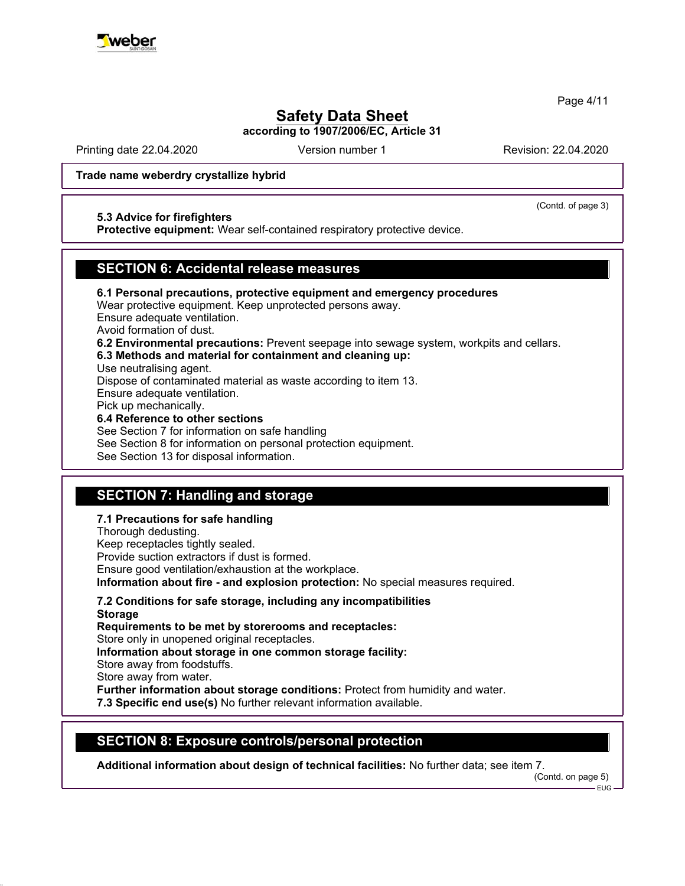**Trade name weberdry crystallize hybrid**

(Contd. of page 3)

**5.3 Advice for firefighters**

**Protective equipment:** Wear self-contained respiratory protective device.

## SECTION 6: Accidental release measures

**6.1 Personal precautions, protective equipment and emergency procedures**

Wear protective equipment. Keep unprotected persons away.
Ensure adequate ventilation.
Avoid formation of dust.

**6.2 Environmental precautions:** Prevent seepage into sewage system, workpits and cellars.

**6.3 Methods and material for containment and cleaning up:**

Use neutralising agent.
Dispose of contaminated material as waste according to item 13.
Ensure adequate ventilation.
Pick up mechanically.

**6.4 Reference to other sections**

See Section 7 for information on safe handling
See Section 8 for information on personal protection equipment.
See Section 13 for disposal information.

## SECTION 7: Handling and storage

**7.1 Precautions for safe handling**

Thorough dedusting.
Keep receptacles tightly sealed.
Provide suction extractors if dust is formed.
Ensure good ventilation/exhaustion at the workplace.

**Information about fire - and explosion protection:** No special measures required.

**7.2 Conditions for safe storage, including any incompatibilities**

**Storage**

**Requirements to be met by storerooms and receptacles:**

Store only in unopened original receptacles.

**Information about storage in one common storage facility:**

Store away from foodstuffs.
Store away from water.

**Further information about storage conditions:** Protect from humidity and water.

**7.3 Specific end use(s)** No further relevant information available.

## SECTION 8: Exposure controls/personal protection

**Additional information about design of technical facilities:** No further data; see item 7.

(Contd. on page 5)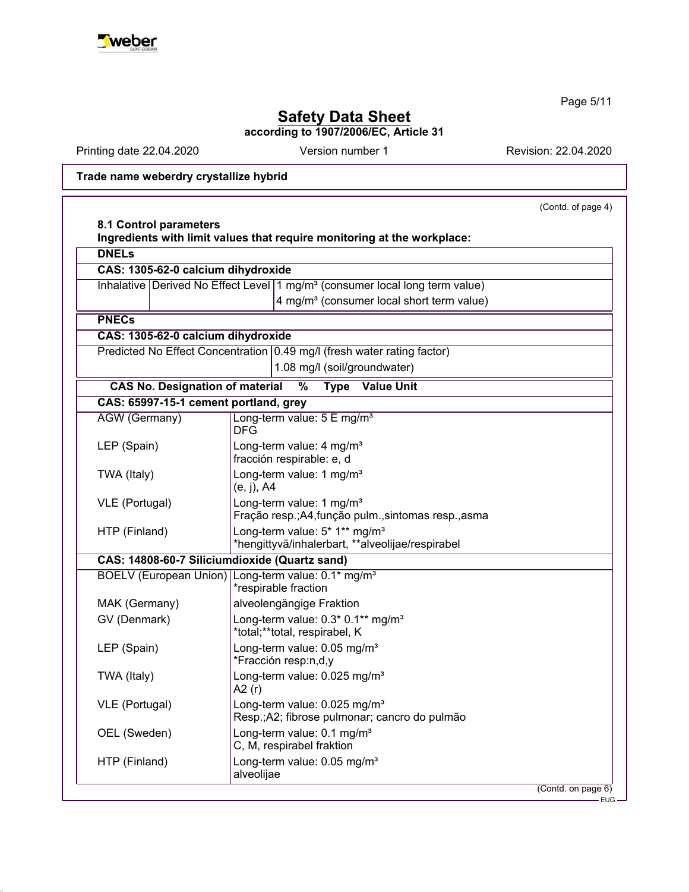# Safety Data Sheet

**according to 1907/2006/EC, Article 31**

Printing date 22.04.2020 | Version number 1 | Revision: 22.04.2020

**Trade name weberdry crystallize hybrid**

(Contd. of page 4)

**8.1 Control parameters**

**Ingredients with limit values that require monitoring at the workplace:**

**DNELs**

**CAS: 1305-62-0 calcium dihydroxide**

| | | |
|---|---|---|
| Inhalative | Derived No Effect Level | 1 mg/m³ (consumer local long term value) |
| | | 4 mg/m³ (consumer local short term value) |

**PNECs**

**CAS: 1305-62-0 calcium dihydroxide**

| | |
|---|---|
| Predicted No Effect Concentration | 0.49 mg/l (fresh water rating factor) |
| | 1.08 mg/l (soil/groundwater) |

**CAS No. Designation of material % Type Value Unit**

**CAS: 65997-15-1 cement portland, grey**

| | |
|---|---|
| AGW (Germany) | Long-term value: 5 E mg/m³<br>DFG |
| LEP (Spain) | Long-term value: 4 mg/m³<br>fracción respirable: e, d |
| TWA (Italy) | Long-term value: 1 mg/m³<br>(e, j), A4 |
| VLE (Portugal) | Long-term value: 1 mg/m³<br>Fração resp.;A4,função pulm.,sintomas resp.,asma |
| HTP (Finland) | Long-term value: 5* 1** mg/m³<br>*hengittyvä/inhalerbart, **alveolijae/respirabel |

**CAS: 14808-60-7 Siliciumdioxide (Quartz sand)**

| | |
|---|---|
| BOELV (European Union) | Long-term value: 0.1* mg/m³<br>*respirable fraction |
| MAK (Germany) | alveolengängige Fraktion |
| GV (Denmark) | Long-term value: 0.3* 0.1** mg/m³<br>*total;**total, respirabel, K |
| LEP (Spain) | Long-term value: 0.05 mg/m³<br>*Fracción resp:n,d,y |
| TWA (Italy) | Long-term value: 0.025 mg/m³<br>A2 (r) |
| VLE (Portugal) | Long-term value: 0.025 mg/m³<br>Resp.;A2; fibrose pulmonar; cancro do pulmão |
| OEL (Sweden) | Long-term value: 0.1 mg/m³<br>C, M, respirabel fraktion |
| HTP (Finland) | Long-term value: 0.05 mg/m³<br>alveolijae |

(Contd. on page 6)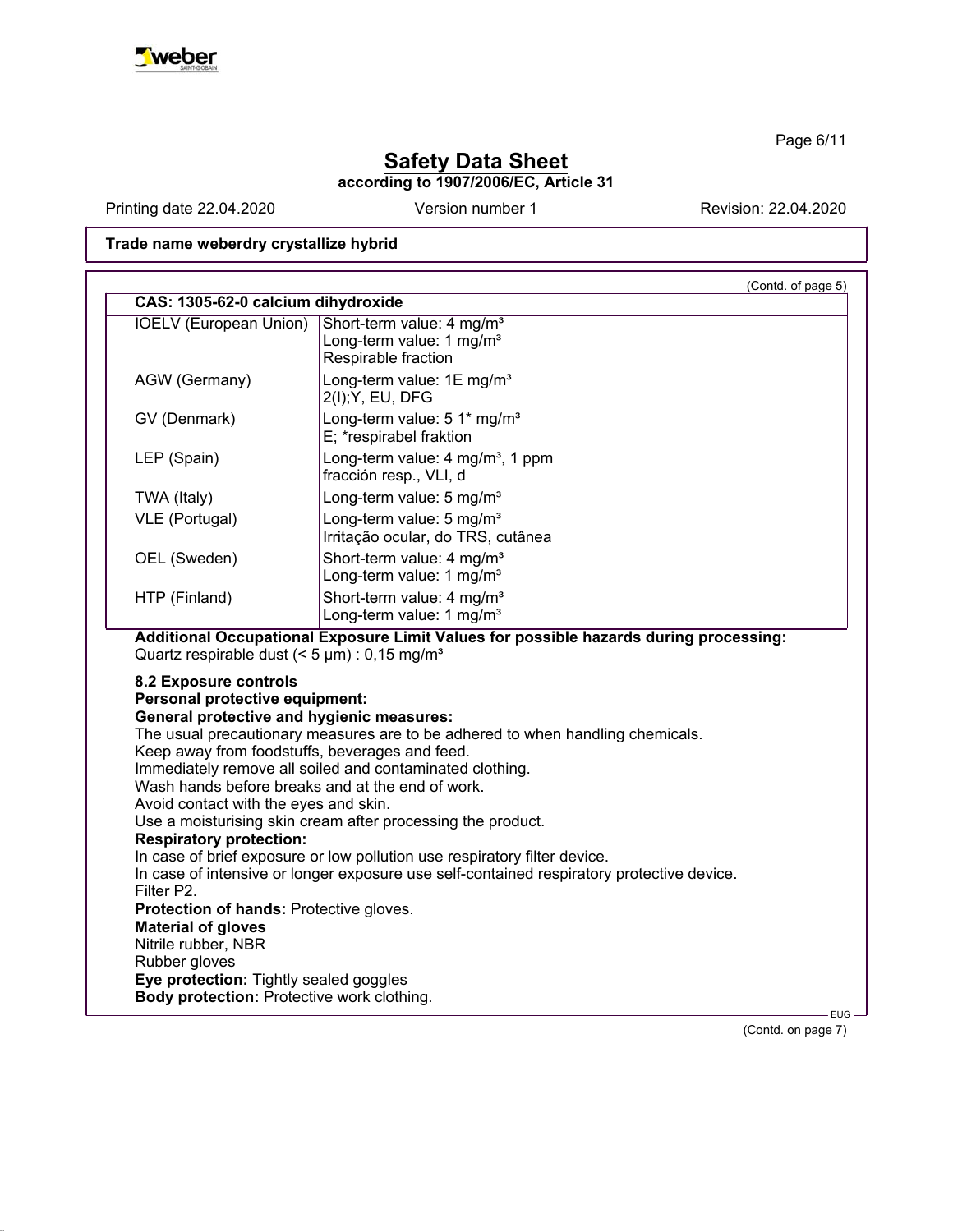Trade name weberdry crystallize hybrid

(Contd. of page 5)

| CAS: 1305-62-0 calcium dihydroxide | |
|---|---|
| IOELV (European Union) | Short-term value: 4 mg/m³<br>Long-term value: 1 mg/m³<br>Respirable fraction |
| AGW (Germany) | Long-term value: 1E mg/m³<br>2(I);Y, EU, DFG |
| GV (Denmark) | Long-term value: 5 1* mg/m³<br>E; *respirabel fraktion |
| LEP (Spain) | Long-term value: 4 mg/m³, 1 ppm<br>fracción resp., VLI, d |
| TWA (Italy) | Long-term value: 5 mg/m³ |
| VLE (Portugal) | Long-term value: 5 mg/m³<br>Irritação ocular, do TRS, cutânea |
| OEL (Sweden) | Short-term value: 4 mg/m³<br>Long-term value: 1 mg/m³ |
| HTP (Finland) | Short-term value: 4 mg/m³<br>Long-term value: 1 mg/m³ |

**Additional Occupational Exposure Limit Values for possible hazards during processing:**
Quartz respirable dust (< 5 µm) : 0,15 mg/m³

**8.2 Exposure controls**
**Personal protective equipment:**
**General protective and hygienic measures:**
The usual precautionary measures are to be adhered to when handling chemicals.
Keep away from foodstuffs, beverages and feed.
Immediately remove all soiled and contaminated clothing.
Wash hands before breaks and at the end of work.
Avoid contact with the eyes and skin.
Use a moisturising skin cream after processing the product.
**Respiratory protection:**
In case of brief exposure or low pollution use respiratory filter device.
In case of intensive or longer exposure use self-contained respiratory protective device.
Filter P2.
**Protection of hands:** Protective gloves.
**Material of gloves**
Nitrile rubber, NBR
Rubber gloves
**Eye protection:** Tightly sealed goggles
**Body protection:** Protective work clothing.

(Contd. on page 7)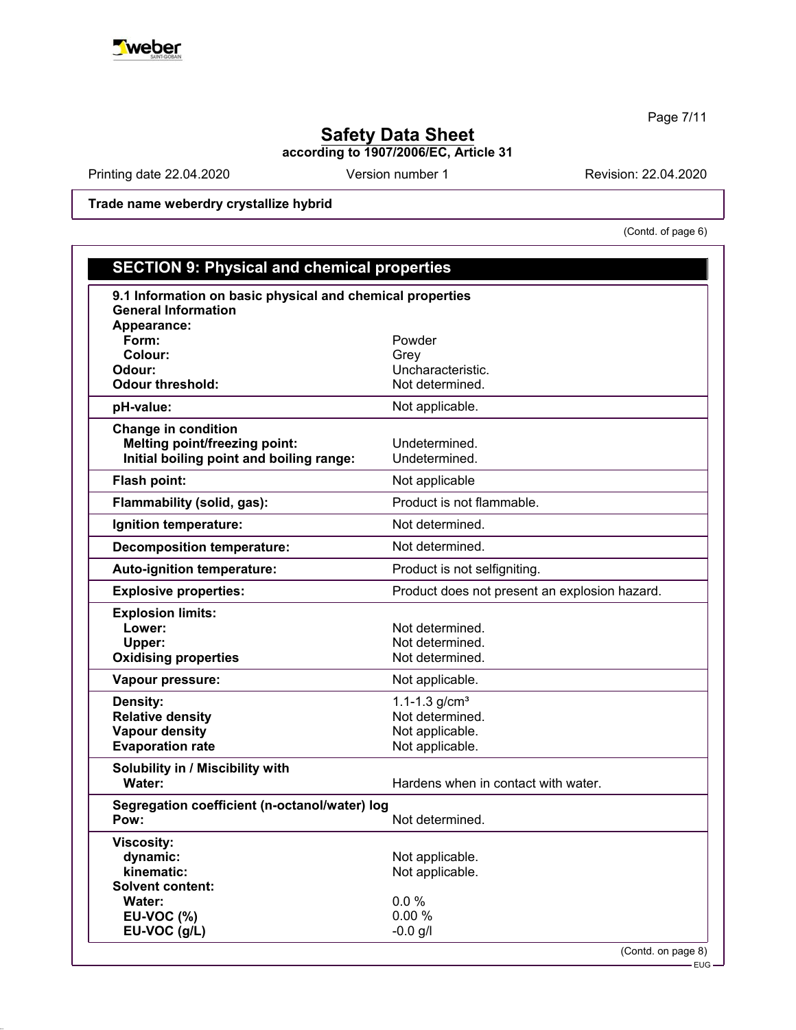# Safety Data Sheet

**according to 1907/2006/EC, Article 31**

Printing date 22.04.2020 Version number 1 Revision: 22.04.2020

**Trade name weberdry crystallize hybrid**

(Contd. of page 6)

## SECTION 9: Physical and chemical properties

**9.1 Information on basic physical and chemical properties**

| **General Information** | |
|---|---|
| **Appearance:** | |
| **Form:** | Powder |
| **Colour:** | Grey |
| **Odour:** | Uncharacteristic. |
| **Odour threshold:** | Not determined. |
| **pH-value:** | Not applicable. |
| **Change in condition** | |
| **Melting point/freezing point:** | Undetermined. |
| **Initial boiling point and boiling range:** | Undetermined. |
| **Flash point:** | Not applicable |
| **Flammability (solid, gas):** | Product is not flammable. |
| **Ignition temperature:** | Not determined. |
| **Decomposition temperature:** | Not determined. |
| **Auto-ignition temperature:** | Product is not selfigniting. |
| **Explosive properties:** | Product does not present an explosion hazard. |
| **Explosion limits:** | |
| **Lower:** | Not determined. |
| **Upper:** | Not determined. |
| **Oxidising properties** | Not determined. |
| **Vapour pressure:** | Not applicable. |
| **Density:** | 1.1-1.3 g/cm³ |
| **Relative density** | Not determined. |
| **Vapour density** | Not applicable. |
| **Evaporation rate** | Not applicable. |
| **Solubility in / Miscibility with** | |
| **Water:** | Hardens when in contact with water. |
| **Segregation coefficient (n-octanol/water) log Pow:** | Not determined. |
| **Viscosity:** | |
| **dynamic:** | Not applicable. |
| **kinematic:** | Not applicable. |
| **Solvent content:** | |
| **Water:** | 0.0 % |
| **EU-VOC (%)** | 0.00 % |
| **EU-VOC (g/L)** | -0.0 g/l |

(Contd. on page 8)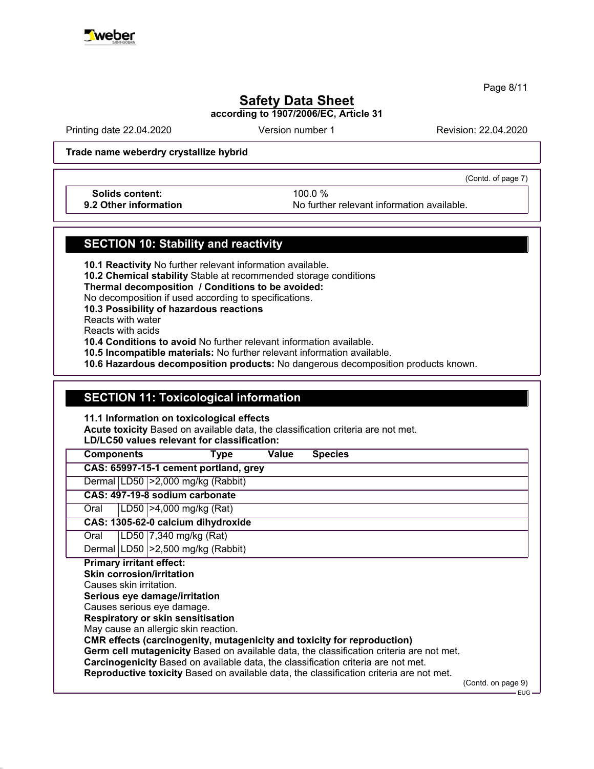**Trade name weberdry crystallize hybrid**

(Contd. of page 7)

| | |
|---|---|
| **Solids content:** | 100.0 % |
| **9.2 Other information** | No further relevant information available. |

## SECTION 10: Stability and reactivity

**10.1 Reactivity** No further relevant information available.
**10.2 Chemical stability** Stable at recommended storage conditions
**Thermal decomposition / Conditions to be avoided:**
No decomposition if used according to specifications.
**10.3 Possibility of hazardous reactions**
Reacts with water
Reacts with acids
**10.4 Conditions to avoid** No further relevant information available.
**10.5 Incompatible materials:** No further relevant information available.
**10.6 Hazardous decomposition products:** No dangerous decomposition products known.

## SECTION 11: Toxicological information

**11.1 Information on toxicological effects**
**Acute toxicity** Based on available data, the classification criteria are not met.
**LD/LC50 values relevant for classification:**

| Components | Type | Value Species |
|---|---|---|
| **CAS: 65997-15-1 cement portland, grey** | | |
| Dermal | LD50 | >2,000 mg/kg (Rabbit) |
| **CAS: 497-19-8 sodium carbonate** | | |
| Oral | LD50 | >4,000 mg/kg (Rat) |
| **CAS: 1305-62-0 calcium dihydroxide** | | |
| Oral | LD50 | 7,340 mg/kg (Rat) |
| Dermal | LD50 | >2,500 mg/kg (Rabbit) |

**Primary irritant effect:**
**Skin corrosion/irritation**
Causes skin irritation.
**Serious eye damage/irritation**
Causes serious eye damage.
**Respiratory or skin sensitisation**
May cause an allergic skin reaction.
**CMR effects (carcinogenity, mutagenicity and toxicity for reproduction)**
**Germ cell mutagenicity** Based on available data, the classification criteria are not met.
**Carcinogenicity** Based on available data, the classification criteria are not met.
**Reproductive toxicity** Based on available data, the classification criteria are not met.

(Contd. on page 9)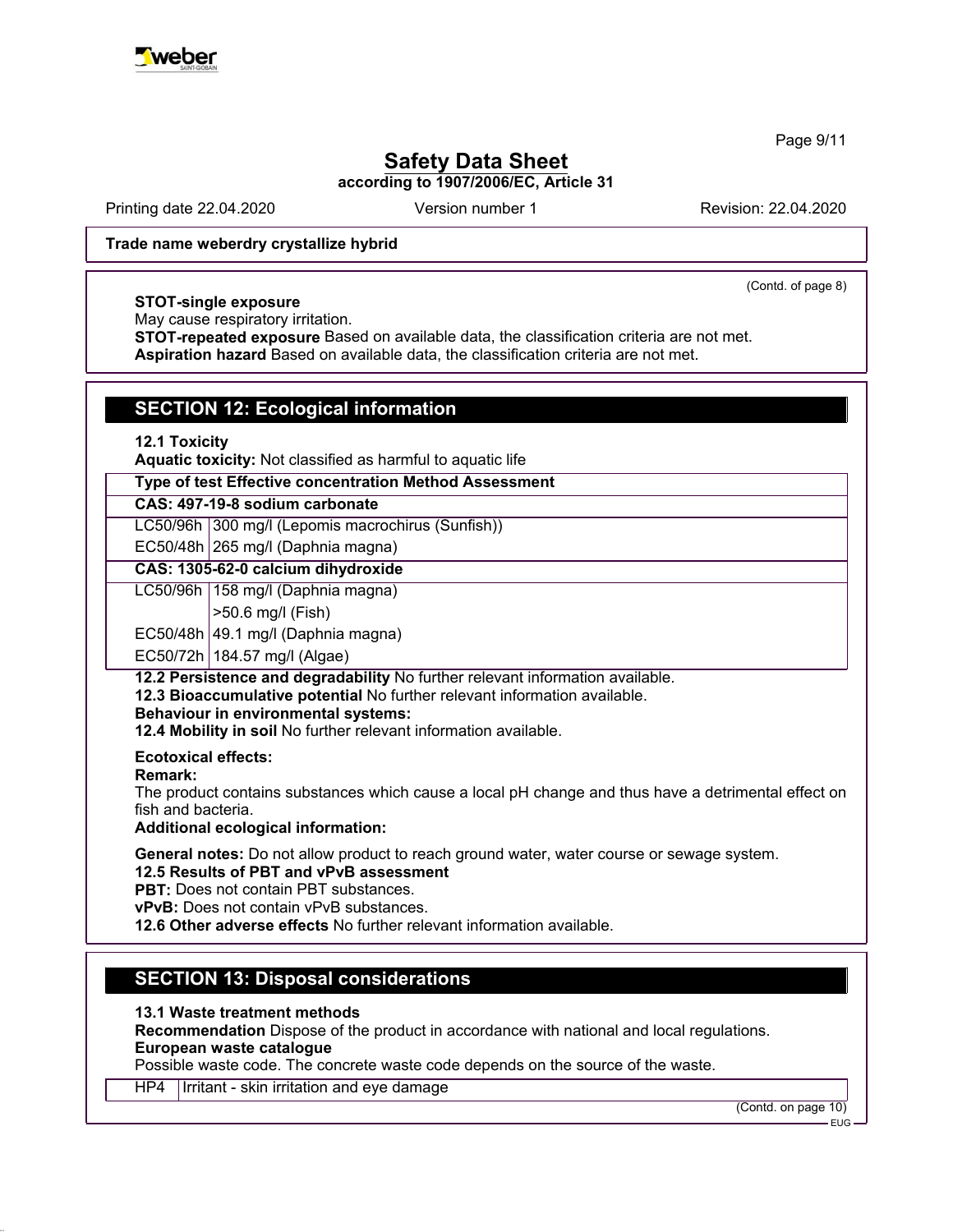Trade name weberdry crystallize hybrid

(Contd. of page 8)

**STOT-single exposure**
May cause respiratory irritation.
**STOT-repeated exposure** Based on available data, the classification criteria are not met.
**Aspiration hazard** Based on available data, the classification criteria are not met.

## SECTION 12: Ecological information

**12.1 Toxicity**
**Aquatic toxicity:** Not classified as harmful to aquatic life

| Type of test Effective concentration Method Assessment | |
|---|---|
| **CAS: 497-19-8 sodium carbonate** | |
| LC50/96h | 300 mg/l (Lepomis macrochirus (Sunfish)) |
| EC50/48h | 265 mg/l (Daphnia magna) |
| **CAS: 1305-62-0 calcium dihydroxide** | |
| LC50/96h | 158 mg/l (Daphnia magna) |
| | >50.6 mg/l (Fish) |
| EC50/48h | 49.1 mg/l (Daphnia magna) |
| EC50/72h | 184.57 mg/l (Algae) |

**12.2 Persistence and degradability** No further relevant information available.
**12.3 Bioaccumulative potential** No further relevant information available.
**Behaviour in environmental systems:**
**12.4 Mobility in soil** No further relevant information available.

**Ecotoxical effects:**
**Remark:**
The product contains substances which cause a local pH change and thus have a detrimental effect on fish and bacteria.
**Additional ecological information:**

**General notes:** Do not allow product to reach ground water, water course or sewage system.
**12.5 Results of PBT and vPvB assessment**
**PBT:** Does not contain PBT substances.
**vPvB:** Does not contain vPvB substances.
**12.6 Other adverse effects** No further relevant information available.

## SECTION 13: Disposal considerations

**13.1 Waste treatment methods**
**Recommendation** Dispose of the product in accordance with national and local regulations.
**European waste catalogue**
Possible waste code. The concrete waste code depends on the source of the waste.

| HP4 | Irritant - skin irritation and eye damage |
|---|---|

(Contd. on page 10)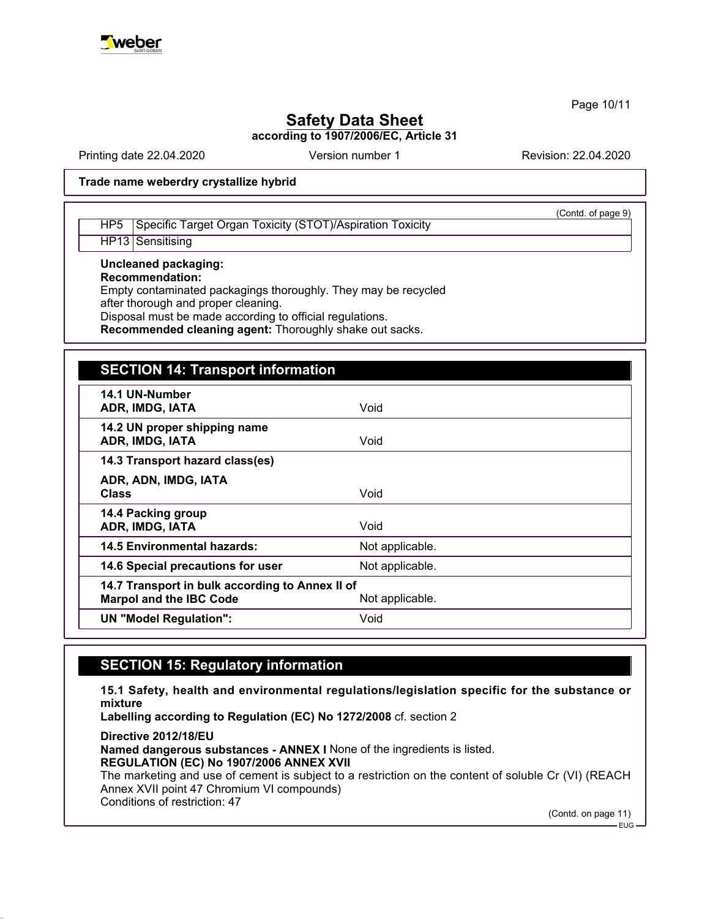(Contd. of page 9)

| | |
|---|---|
| HP5 | Specific Target Organ Toxicity (STOT)/Aspiration Toxicity |
| HP13 | Sensitising |

**Uncleaned packaging:**
**Recommendation:**
Empty contaminated packagings thoroughly. They may be recycled after thorough and proper cleaning.
Disposal must be made according to official regulations.
**Recommended cleaning agent:** Thoroughly shake out sacks.

## SECTION 14: Transport information

| | |
|---|---|
| **14.1 UN-Number**<br>**ADR, IMDG, IATA** | Void |
| **14.2 UN proper shipping name**<br>**ADR, IMDG, IATA** | Void |
| **14.3 Transport hazard class(es)**<br>**ADR, ADN, IMDG, IATA**<br>**Class** | Void |
| **14.4 Packing group**<br>**ADR, IMDG, IATA** | Void |
| **14.5 Environmental hazards:** | Not applicable. |
| **14.6 Special precautions for user** | Not applicable. |
| **14.7 Transport in bulk according to Annex II of Marpol and the IBC Code** | Not applicable. |
| **UN "Model Regulation":** | Void |

## SECTION 15: Regulatory information

**15.1 Safety, health and environmental regulations/legislation specific for the substance or mixture**
**Labelling according to Regulation (EC) No 1272/2008** cf. section 2

**Directive 2012/18/EU**
**Named dangerous substances - ANNEX I** None of the ingredients is listed.
**REGULATION (EC) No 1907/2006 ANNEX XVII**
The marketing and use of cement is subject to a restriction on the content of soluble Cr (VI) (REACH Annex XVII point 47 Chromium VI compounds)
Conditions of restriction: 47

(Contd. on page 11)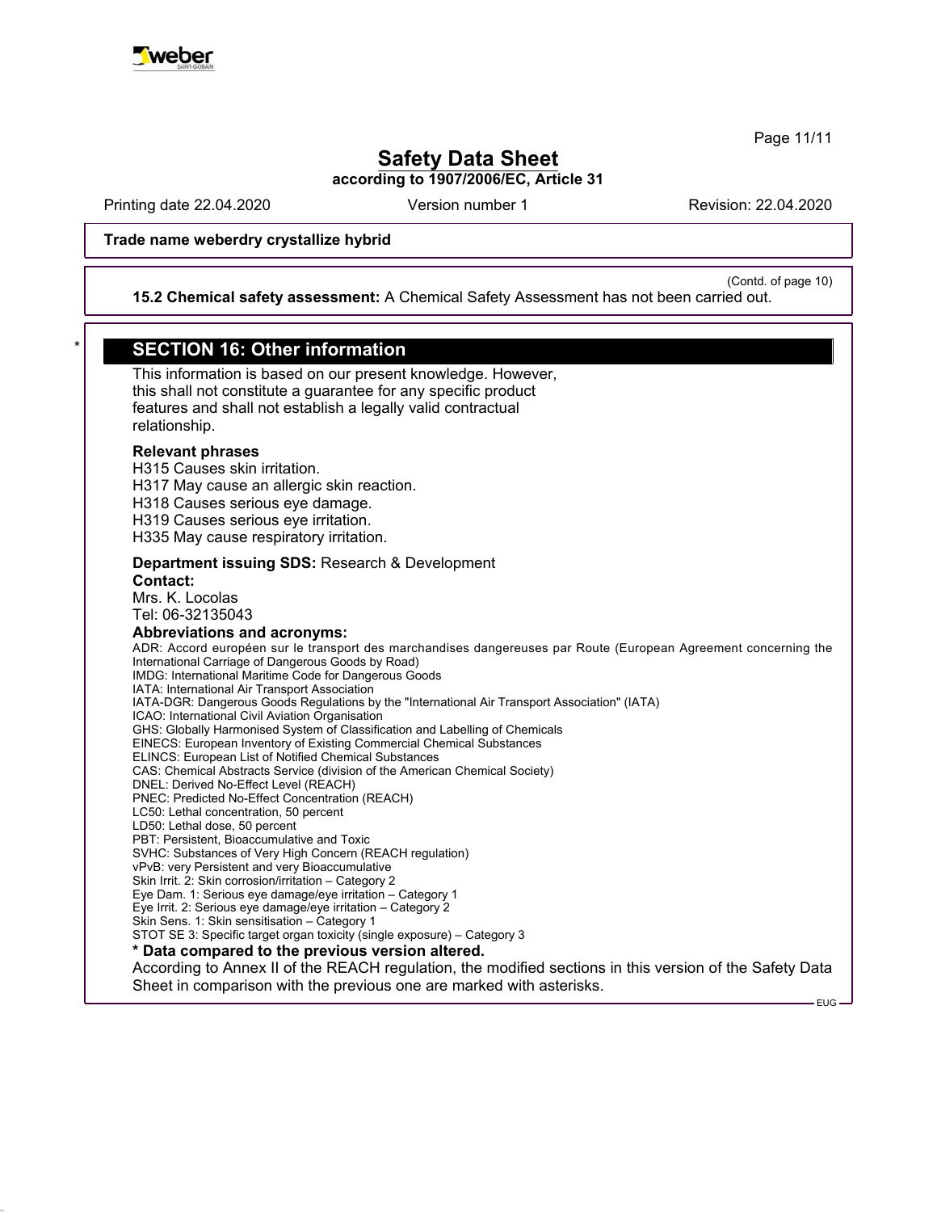(Contd. of page 10)

**15.2 Chemical safety assessment:** A Chemical Safety Assessment has not been carried out.

\* 

## SECTION 16: Other information

This information is based on our present knowledge. However, this shall not constitute a guarantee for any specific product features and shall not establish a legally valid contractual relationship.

**Relevant phrases**

H315 Causes skin irritation.
H317 May cause an allergic skin reaction.
H318 Causes serious eye damage.
H319 Causes serious eye irritation.
H335 May cause respiratory irritation.

**Department issuing SDS:** Research & Development

**Contact:**
Mrs. K. Locolas
Tel: 06-32135043

**Abbreviations and acronyms:**

ADR: Accord européen sur le transport des marchandises dangereuses par Route (European Agreement concerning the International Carriage of Dangerous Goods by Road)
IMDG: International Maritime Code for Dangerous Goods
IATA: International Air Transport Association
IATA-DGR: Dangerous Goods Regulations by the "International Air Transport Association" (IATA)
ICAO: International Civil Aviation Organisation
GHS: Globally Harmonised System of Classification and Labelling of Chemicals
EINECS: European Inventory of Existing Commercial Chemical Substances
ELINCS: European List of Notified Chemical Substances
CAS: Chemical Abstracts Service (division of the American Chemical Society)
DNEL: Derived No-Effect Level (REACH)
PNEC: Predicted No-Effect Concentration (REACH)
LC50: Lethal concentration, 50 percent
LD50: Lethal dose, 50 percent
PBT: Persistent, Bioaccumulative and Toxic
SVHC: Substances of Very High Concern (REACH regulation)
vPvB: very Persistent and very Bioaccumulative
Skin Irrit. 2: Skin corrosion/irritation – Category 2
Eye Dam. 1: Serious eye damage/eye irritation – Category 1
Eye Irrit. 2: Serious eye damage/eye irritation – Category 2
Skin Sens. 1: Skin sensitisation – Category 1
STOT SE 3: Specific target organ toxicity (single exposure) – Category 3

**\* Data compared to the previous version altered.**

According to Annex II of the REACH regulation, the modified sections in this version of the Safety Data Sheet in comparison with the previous one are marked with asterisks.